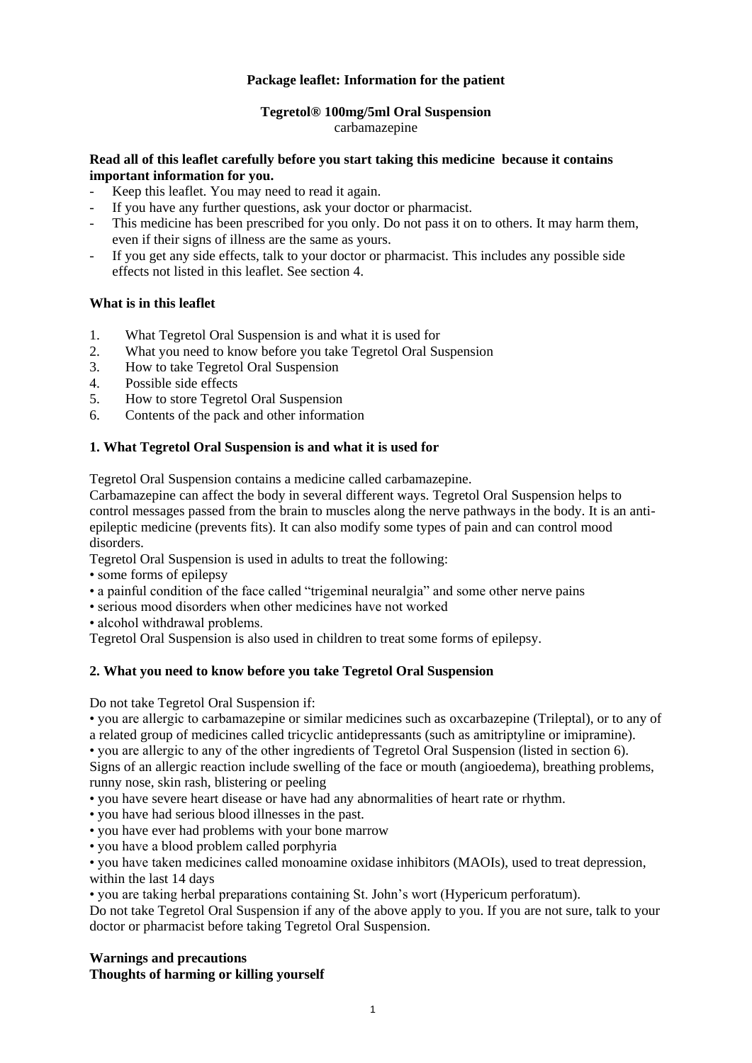**Package leaflet: Information for the patient**

**Tegretol® 100mg/5ml Oral Suspension**
carbamazepine

**Read all of this leaflet carefully before you start taking this medicine because it contains important information for you.**

- Keep this leaflet. You may need to read it again.
- If you have any further questions, ask your doctor or pharmacist.
- This medicine has been prescribed for you only. Do not pass it on to others. It may harm them, even if their signs of illness are the same as yours.
- If you get any side effects, talk to your doctor or pharmacist. This includes any possible side effects not listed in this leaflet. See section 4.

**What is in this leaflet**

1. What Tegretol Oral Suspension is and what it is used for
2. What you need to know before you take Tegretol Oral Suspension
3. How to take Tegretol Oral Suspension
4. Possible side effects
5. How to store Tegretol Oral Suspension
6. Contents of the pack and other information

## 1. What Tegretol Oral Suspension is and what it is used for

Tegretol Oral Suspension contains a medicine called carbamazepine.
Carbamazepine can affect the body in several different ways. Tegretol Oral Suspension helps to control messages passed from the brain to muscles along the nerve pathways in the body. It is an anti-epileptic medicine (prevents fits). It can also modify some types of pain and can control mood disorders.
Tegretol Oral Suspension is used in adults to treat the following:

- some forms of epilepsy
- a painful condition of the face called "trigeminal neuralgia" and some other nerve pains
- serious mood disorders when other medicines have not worked
- alcohol withdrawal problems.

Tegretol Oral Suspension is also used in children to treat some forms of epilepsy.

## 2. What you need to know before you take Tegretol Oral Suspension

Do not take Tegretol Oral Suspension if:

- you are allergic to carbamazepine or similar medicines such as oxcarbazepine (Trileptal), or to any of a related group of medicines called tricyclic antidepressants (such as amitriptyline or imipramine).
- you are allergic to any of the other ingredients of Tegretol Oral Suspension (listed in section 6).

Signs of an allergic reaction include swelling of the face or mouth (angioedema), breathing problems, runny nose, skin rash, blistering or peeling

- you have severe heart disease or have had any abnormalities of heart rate or rhythm.
- you have had serious blood illnesses in the past.
- you have ever had problems with your bone marrow
- you have a blood problem called porphyria
- you have taken medicines called monoamine oxidase inhibitors (MAOIs), used to treat depression, within the last 14 days
- you are taking herbal preparations containing St. John's wort (Hypericum perforatum).

Do not take Tegretol Oral Suspension if any of the above apply to you. If you are not sure, talk to your doctor or pharmacist before taking Tegretol Oral Suspension.

**Warnings and precautions**
**Thoughts of harming or killing yourself**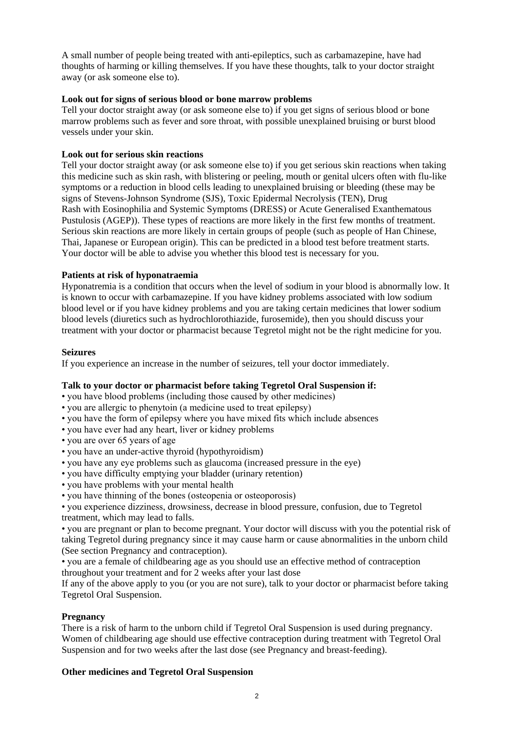A small number of people being treated with anti-epileptics, such as carbamazepine, have had thoughts of harming or killing themselves. If you have these thoughts, talk to your doctor straight away (or ask someone else to).

**Look out for signs of serious blood or bone marrow problems**

Tell your doctor straight away (or ask someone else to) if you get signs of serious blood or bone marrow problems such as fever and sore throat, with possible unexplained bruising or burst blood vessels under your skin.

**Look out for serious skin reactions**

Tell your doctor straight away (or ask someone else to) if you get serious skin reactions when taking this medicine such as skin rash, with blistering or peeling, mouth or genital ulcers often with flu-like symptoms or a reduction in blood cells leading to unexplained bruising or bleeding (these may be signs of Stevens-Johnson Syndrome (SJS), Toxic Epidermal Necrolysis (TEN), Drug Rash with Eosinophilia and Systemic Symptoms (DRESS) or Acute Generalised Exanthematous Pustulosis (AGEP)). These types of reactions are more likely in the first few months of treatment. Serious skin reactions are more likely in certain groups of people (such as people of Han Chinese, Thai, Japanese or European origin). This can be predicted in a blood test before treatment starts. Your doctor will be able to advise you whether this blood test is necessary for you.

**Patients at risk of hyponatraemia**

Hyponatremia is a condition that occurs when the level of sodium in your blood is abnormally low. It is known to occur with carbamazepine. If you have kidney problems associated with low sodium blood level or if you have kidney problems and you are taking certain medicines that lower sodium blood levels (diuretics such as hydrochlorothiazide, furosemide), then you should discuss your treatment with your doctor or pharmacist because Tegretol might not be the right medicine for you.

**Seizures**

If you experience an increase in the number of seizures, tell your doctor immediately.

**Talk to your doctor or pharmacist before taking Tegretol Oral Suspension if:**

- you have blood problems (including those caused by other medicines)
- you are allergic to phenytoin (a medicine used to treat epilepsy)
- you have the form of epilepsy where you have mixed fits which include absences
- you have ever had any heart, liver or kidney problems
- you are over 65 years of age
- you have an under-active thyroid (hypothyroidism)
- you have any eye problems such as glaucoma (increased pressure in the eye)
- you have difficulty emptying your bladder (urinary retention)
- you have problems with your mental health
- you have thinning of the bones (osteopenia or osteoporosis)
- you experience dizziness, drowsiness, decrease in blood pressure, confusion, due to Tegretol treatment, which may lead to falls.
- you are pregnant or plan to become pregnant. Your doctor will discuss with you the potential risk of taking Tegretol during pregnancy since it may cause harm or cause abnormalities in the unborn child (See section Pregnancy and contraception).
- you are a female of childbearing age as you should use an effective method of contraception throughout your treatment and for 2 weeks after your last dose

If any of the above apply to you (or you are not sure), talk to your doctor or pharmacist before taking Tegretol Oral Suspension.

**Pregnancy**

There is a risk of harm to the unborn child if Tegretol Oral Suspension is used during pregnancy. Women of childbearing age should use effective contraception during treatment with Tegretol Oral Suspension and for two weeks after the last dose (see Pregnancy and breast-feeding).

**Other medicines and Tegretol Oral Suspension**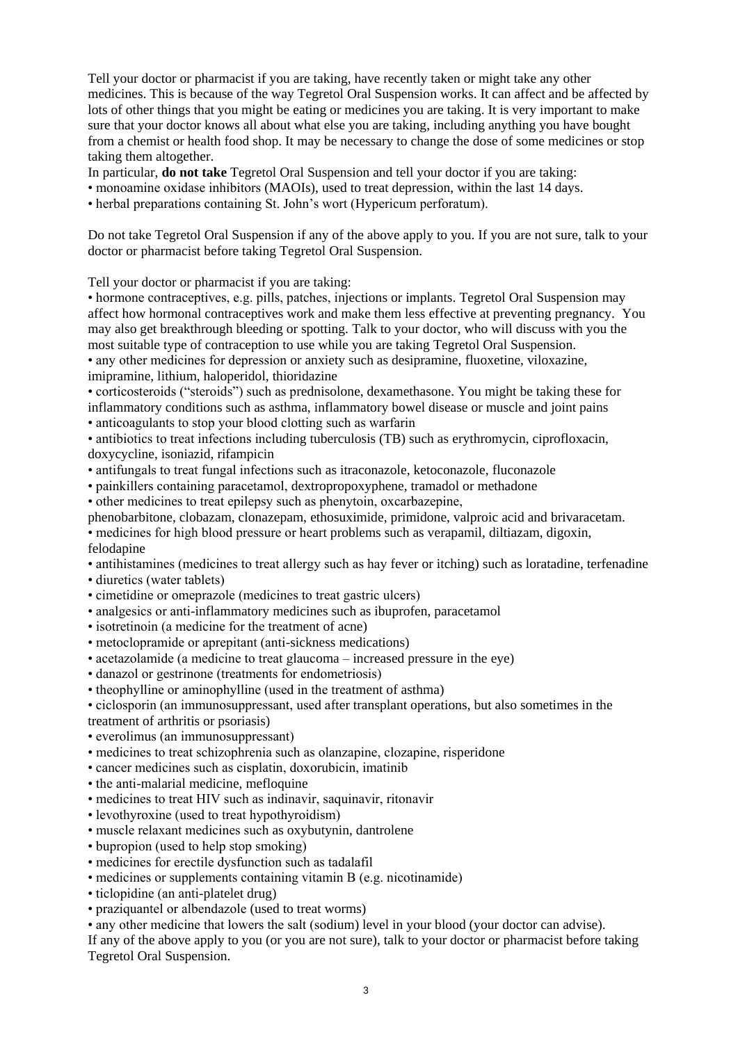Tell your doctor or pharmacist if you are taking, have recently taken or might take any other medicines. This is because of the way Tegretol Oral Suspension works. It can affect and be affected by lots of other things that you might be eating or medicines you are taking. It is very important to make sure that your doctor knows all about what else you are taking, including anything you have bought from a chemist or health food shop. It may be necessary to change the dose of some medicines or stop taking them altogether.

In particular, **do not take** Tegretol Oral Suspension and tell your doctor if you are taking:

- monoamine oxidase inhibitors (MAOIs), used to treat depression, within the last 14 days.
- herbal preparations containing St. John's wort (Hypericum perforatum).

Do not take Tegretol Oral Suspension if any of the above apply to you. If you are not sure, talk to your doctor or pharmacist before taking Tegretol Oral Suspension.

Tell your doctor or pharmacist if you are taking:

- hormone contraceptives, e.g. pills, patches, injections or implants. Tegretol Oral Suspension may affect how hormonal contraceptives work and make them less effective at preventing pregnancy. You may also get breakthrough bleeding or spotting. Talk to your doctor, who will discuss with you the most suitable type of contraception to use while you are taking Tegretol Oral Suspension.
- any other medicines for depression or anxiety such as desipramine, fluoxetine, viloxazine, imipramine, lithium, haloperidol, thioridazine
- corticosteroids ("steroids") such as prednisolone, dexamethasone. You might be taking these for inflammatory conditions such as asthma, inflammatory bowel disease or muscle and joint pains
- anticoagulants to stop your blood clotting such as warfarin
- antibiotics to treat infections including tuberculosis (TB) such as erythromycin, ciprofloxacin, doxycycline, isoniazid, rifampicin
- antifungals to treat fungal infections such as itraconazole, ketoconazole, fluconazole
- painkillers containing paracetamol, dextropropoxyphene, tramadol or methadone
- other medicines to treat epilepsy such as phenytoin, oxcarbazepine, phenobarbitone, clobazam, clonazepam, ethosuximide, primidone, valproic acid and brivaracetam.
- medicines for high blood pressure or heart problems such as verapamil, diltiazam, digoxin, felodapine
- antihistamines (medicines to treat allergy such as hay fever or itching) such as loratadine, terfenadine
- diuretics (water tablets)
- cimetidine or omeprazole (medicines to treat gastric ulcers)
- analgesics or anti-inflammatory medicines such as ibuprofen, paracetamol
- isotretinoin (a medicine for the treatment of acne)
- metoclopramide or aprepitant (anti-sickness medications)
- acetazolamide (a medicine to treat glaucoma – increased pressure in the eye)
- danazol or gestrinone (treatments for endometriosis)
- theophylline or aminophylline (used in the treatment of asthma)
- ciclosporin (an immunosuppressant, used after transplant operations, but also sometimes in the treatment of arthritis or psoriasis)
- everolimus (an immunosuppressant)
- medicines to treat schizophrenia such as olanzapine, clozapine, risperidone
- cancer medicines such as cisplatin, doxorubicin, imatinib
- the anti-malarial medicine, mefloquine
- medicines to treat HIV such as indinavir, saquinavir, ritonavir
- levothyroxine (used to treat hypothyroidism)
- muscle relaxant medicines such as oxybutynin, dantrolene
- bupropion (used to help stop smoking)
- medicines for erectile dysfunction such as tadalafil
- medicines or supplements containing vitamin B (e.g. nicotinamide)
- ticlopidine (an anti-platelet drug)
- praziquantel or albendazole (used to treat worms)
- any other medicine that lowers the salt (sodium) level in your blood (your doctor can advise).

If any of the above apply to you (or you are not sure), talk to your doctor or pharmacist before taking Tegretol Oral Suspension.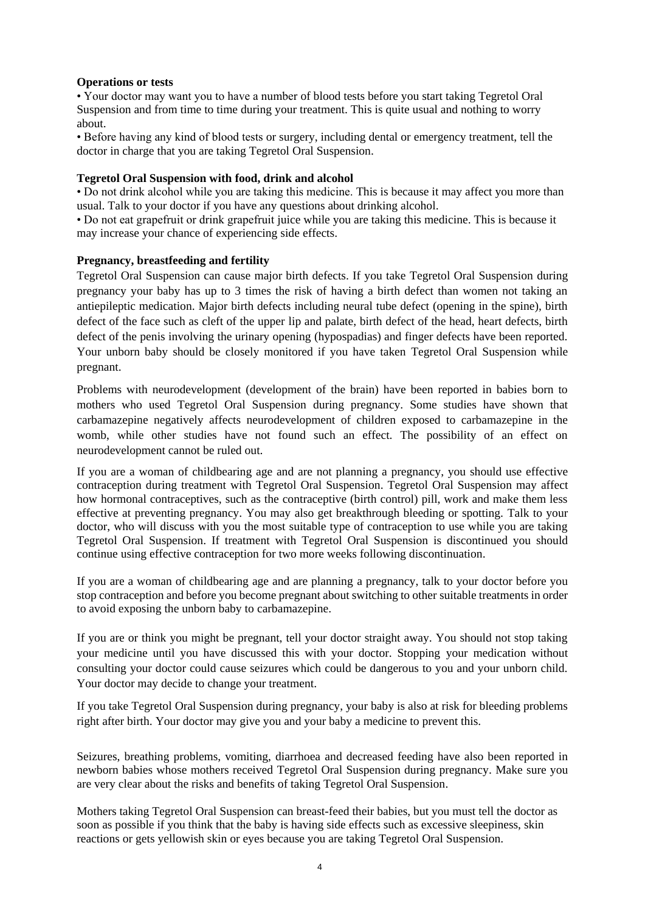**Operations or tests**

• Your doctor may want you to have a number of blood tests before you start taking Tegretol Oral Suspension and from time to time during your treatment. This is quite usual and nothing to worry about.

• Before having any kind of blood tests or surgery, including dental or emergency treatment, tell the doctor in charge that you are taking Tegretol Oral Suspension.

**Tegretol Oral Suspension with food, drink and alcohol**

• Do not drink alcohol while you are taking this medicine. This is because it may affect you more than usual. Talk to your doctor if you have any questions about drinking alcohol.

• Do not eat grapefruit or drink grapefruit juice while you are taking this medicine. This is because it may increase your chance of experiencing side effects.

**Pregnancy, breastfeeding and fertility**

Tegretol Oral Suspension can cause major birth defects. If you take Tegretol Oral Suspension during pregnancy your baby has up to 3 times the risk of having a birth defect than women not taking an antiepileptic medication. Major birth defects including neural tube defect (opening in the spine), birth defect of the face such as cleft of the upper lip and palate, birth defect of the head, heart defects, birth defect of the penis involving the urinary opening (hypospadias) and finger defects have been reported. Your unborn baby should be closely monitored if you have taken Tegretol Oral Suspension while pregnant.

Problems with neurodevelopment (development of the brain) have been reported in babies born to mothers who used Tegretol Oral Suspension during pregnancy. Some studies have shown that carbamazepine negatively affects neurodevelopment of children exposed to carbamazepine in the womb, while other studies have not found such an effect. The possibility of an effect on neurodevelopment cannot be ruled out.

If you are a woman of childbearing age and are not planning a pregnancy, you should use effective contraception during treatment with Tegretol Oral Suspension. Tegretol Oral Suspension may affect how hormonal contraceptives, such as the contraceptive (birth control) pill, work and make them less effective at preventing pregnancy. You may also get breakthrough bleeding or spotting. Talk to your doctor, who will discuss with you the most suitable type of contraception to use while you are taking Tegretol Oral Suspension. If treatment with Tegretol Oral Suspension is discontinued you should continue using effective contraception for two more weeks following discontinuation.

If you are a woman of childbearing age and are planning a pregnancy, talk to your doctor before you stop contraception and before you become pregnant about switching to other suitable treatments in order to avoid exposing the unborn baby to carbamazepine.

If you are or think you might be pregnant, tell your doctor straight away. You should not stop taking your medicine until you have discussed this with your doctor. Stopping your medication without consulting your doctor could cause seizures which could be dangerous to you and your unborn child. Your doctor may decide to change your treatment.

If you take Tegretol Oral Suspension during pregnancy, your baby is also at risk for bleeding problems right after birth. Your doctor may give you and your baby a medicine to prevent this.

Seizures, breathing problems, vomiting, diarrhoea and decreased feeding have also been reported in newborn babies whose mothers received Tegretol Oral Suspension during pregnancy. Make sure you are very clear about the risks and benefits of taking Tegretol Oral Suspension.

Mothers taking Tegretol Oral Suspension can breast-feed their babies, but you must tell the doctor as soon as possible if you think that the baby is having side effects such as excessive sleepiness, skin reactions or gets yellowish skin or eyes because you are taking Tegretol Oral Suspension.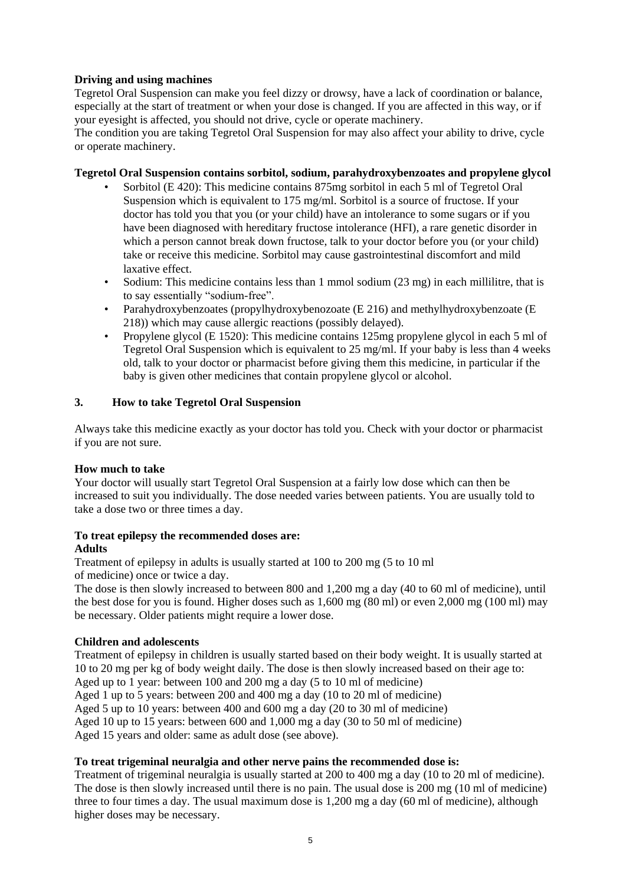**Driving and using machines**

Tegretol Oral Suspension can make you feel dizzy or drowsy, have a lack of coordination or balance, especially at the start of treatment or when your dose is changed. If you are affected in this way, or if your eyesight is affected, you should not drive, cycle or operate machinery.
The condition you are taking Tegretol Oral Suspension for may also affect your ability to drive, cycle or operate machinery.

**Tegretol Oral Suspension contains sorbitol, sodium, parahydroxybenzoates and propylene glycol**

- Sorbitol (E 420): This medicine contains 875mg sorbitol in each 5 ml of Tegretol Oral Suspension which is equivalent to 175 mg/ml. Sorbitol is a source of fructose. If your doctor has told you that you (or your child) have an intolerance to some sugars or if you have been diagnosed with hereditary fructose intolerance (HFI), a rare genetic disorder in which a person cannot break down fructose, talk to your doctor before you (or your child) take or receive this medicine. Sorbitol may cause gastrointestinal discomfort and mild laxative effect.
- Sodium: This medicine contains less than 1 mmol sodium (23 mg) in each millilitre, that is to say essentially "sodium-free".
- Parahydroxybenzoates (propylhydroxybenozoate (E 216) and methylhydroxybenzoate (E 218)) which may cause allergic reactions (possibly delayed).
- Propylene glycol (E 1520): This medicine contains 125mg propylene glycol in each 5 ml of Tegretol Oral Suspension which is equivalent to 25 mg/ml. If your baby is less than 4 weeks old, talk to your doctor or pharmacist before giving them this medicine, in particular if the baby is given other medicines that contain propylene glycol or alcohol.

## 3. How to take Tegretol Oral Suspension

Always take this medicine exactly as your doctor has told you. Check with your doctor or pharmacist if you are not sure.

**How much to take**

Your doctor will usually start Tegretol Oral Suspension at a fairly low dose which can then be increased to suit you individually. The dose needed varies between patients. You are usually told to take a dose two or three times a day.

**To treat epilepsy the recommended doses are:**

**Adults**

Treatment of epilepsy in adults is usually started at 100 to 200 mg (5 to 10 ml of medicine) once or twice a day.
The dose is then slowly increased to between 800 and 1,200 mg a day (40 to 60 ml of medicine), until the best dose for you is found. Higher doses such as 1,600 mg (80 ml) or even 2,000 mg (100 ml) may be necessary. Older patients might require a lower dose.

**Children and adolescents**

Treatment of epilepsy in children is usually started based on their body weight. It is usually started at 10 to 20 mg per kg of body weight daily. The dose is then slowly increased based on their age to:
Aged up to 1 year: between 100 and 200 mg a day (5 to 10 ml of medicine)
Aged 1 up to 5 years: between 200 and 400 mg a day (10 to 20 ml of medicine)
Aged 5 up to 10 years: between 400 and 600 mg a day (20 to 30 ml of medicine)
Aged 10 up to 15 years: between 600 and 1,000 mg a day (30 to 50 ml of medicine)
Aged 15 years and older: same as adult dose (see above).

**To treat trigeminal neuralgia and other nerve pains the recommended dose is:**

Treatment of trigeminal neuralgia is usually started at 200 to 400 mg a day (10 to 20 ml of medicine). The dose is then slowly increased until there is no pain. The usual dose is 200 mg (10 ml of medicine) three to four times a day. The usual maximum dose is 1,200 mg a day (60 ml of medicine), although higher doses may be necessary.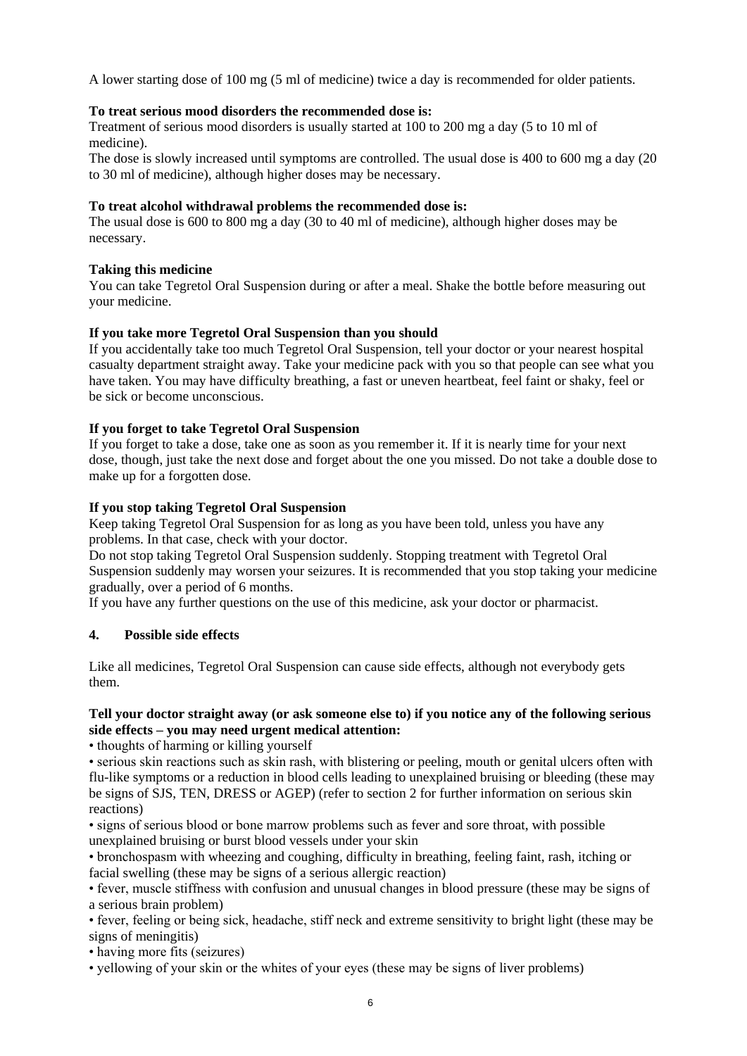A lower starting dose of 100 mg (5 ml of medicine) twice a day is recommended for older patients.

**To treat serious mood disorders the recommended dose is:**

Treatment of serious mood disorders is usually started at 100 to 200 mg a day (5 to 10 ml of medicine).

The dose is slowly increased until symptoms are controlled. The usual dose is 400 to 600 mg a day (20 to 30 ml of medicine), although higher doses may be necessary.

**To treat alcohol withdrawal problems the recommended dose is:**

The usual dose is 600 to 800 mg a day (30 to 40 ml of medicine), although higher doses may be necessary.

**Taking this medicine**

You can take Tegretol Oral Suspension during or after a meal. Shake the bottle before measuring out your medicine.

**If you take more Tegretol Oral Suspension than you should**

If you accidentally take too much Tegretol Oral Suspension, tell your doctor or your nearest hospital casualty department straight away. Take your medicine pack with you so that people can see what you have taken. You may have difficulty breathing, a fast or uneven heartbeat, feel faint or shaky, feel or be sick or become unconscious.

**If you forget to take Tegretol Oral Suspension**

If you forget to take a dose, take one as soon as you remember it. If it is nearly time for your next dose, though, just take the next dose and forget about the one you missed. Do not take a double dose to make up for a forgotten dose.

**If you stop taking Tegretol Oral Suspension**

Keep taking Tegretol Oral Suspension for as long as you have been told, unless you have any problems. In that case, check with your doctor.

Do not stop taking Tegretol Oral Suspension suddenly. Stopping treatment with Tegretol Oral Suspension suddenly may worsen your seizures. It is recommended that you stop taking your medicine gradually, over a period of 6 months.

If you have any further questions on the use of this medicine, ask your doctor or pharmacist.

## 4. Possible side effects

Like all medicines, Tegretol Oral Suspension can cause side effects, although not everybody gets them.

**Tell your doctor straight away (or ask someone else to) if you notice any of the following serious side effects – you may need urgent medical attention:**

- thoughts of harming or killing yourself
- serious skin reactions such as skin rash, with blistering or peeling, mouth or genital ulcers often with flu-like symptoms or a reduction in blood cells leading to unexplained bruising or bleeding (these may be signs of SJS, TEN, DRESS or AGEP) (refer to section 2 for further information on serious skin reactions)
- signs of serious blood or bone marrow problems such as fever and sore throat, with possible unexplained bruising or burst blood vessels under your skin
- bronchospasm with wheezing and coughing, difficulty in breathing, feeling faint, rash, itching or facial swelling (these may be signs of a serious allergic reaction)
- fever, muscle stiffness with confusion and unusual changes in blood pressure (these may be signs of a serious brain problem)
- fever, feeling or being sick, headache, stiff neck and extreme sensitivity to bright light (these may be signs of meningitis)
- having more fits (seizures)
- yellowing of your skin or the whites of your eyes (these may be signs of liver problems)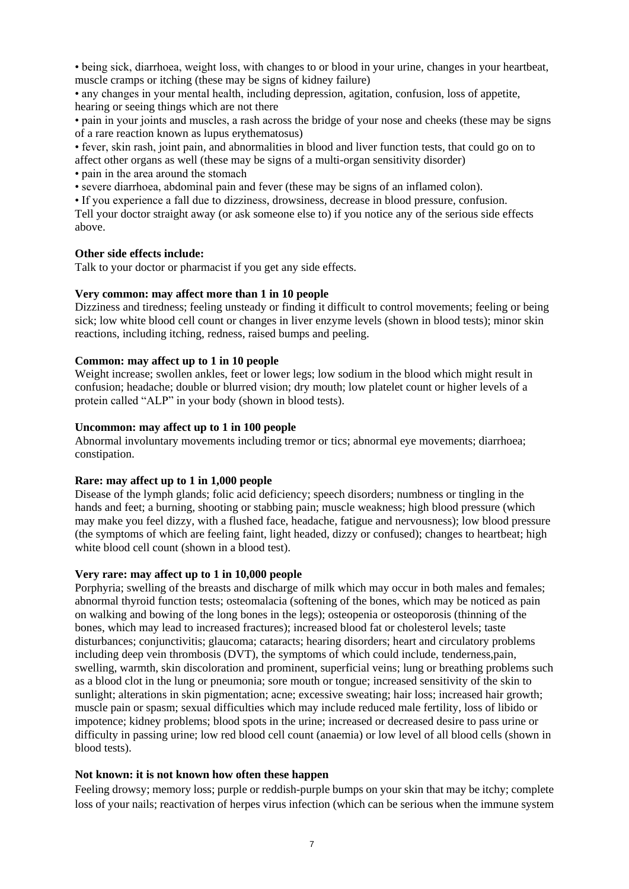- being sick, diarrhoea, weight loss, with changes to or blood in your urine, changes in your heartbeat, muscle cramps or itching (these may be signs of kidney failure)
- any changes in your mental health, including depression, agitation, confusion, loss of appetite, hearing or seeing things which are not there
- pain in your joints and muscles, a rash across the bridge of your nose and cheeks (these may be signs of a rare reaction known as lupus erythematosus)
- fever, skin rash, joint pain, and abnormalities in blood and liver function tests, that could go on to affect other organs as well (these may be signs of a multi-organ sensitivity disorder)
- pain in the area around the stomach
- severe diarrhoea, abdominal pain and fever (these may be signs of an inflamed colon).
- If you experience a fall due to dizziness, drowsiness, decrease in blood pressure, confusion.

Tell your doctor straight away (or ask someone else to) if you notice any of the serious side effects above.

**Other side effects include:**

Talk to your doctor or pharmacist if you get any side effects.

**Very common: may affect more than 1 in 10 people**

Dizziness and tiredness; feeling unsteady or finding it difficult to control movements; feeling or being sick; low white blood cell count or changes in liver enzyme levels (shown in blood tests); minor skin reactions, including itching, redness, raised bumps and peeling.

**Common: may affect up to 1 in 10 people**

Weight increase; swollen ankles, feet or lower legs; low sodium in the blood which might result in confusion; headache; double or blurred vision; dry mouth; low platelet count or higher levels of a protein called "ALP" in your body (shown in blood tests).

**Uncommon: may affect up to 1 in 100 people**

Abnormal involuntary movements including tremor or tics; abnormal eye movements; diarrhoea; constipation.

**Rare: may affect up to 1 in 1,000 people**

Disease of the lymph glands; folic acid deficiency; speech disorders; numbness or tingling in the hands and feet; a burning, shooting or stabbing pain; muscle weakness; high blood pressure (which may make you feel dizzy, with a flushed face, headache, fatigue and nervousness); low blood pressure (the symptoms of which are feeling faint, light headed, dizzy or confused); changes to heartbeat; high white blood cell count (shown in a blood test).

**Very rare: may affect up to 1 in 10,000 people**

Porphyria; swelling of the breasts and discharge of milk which may occur in both males and females; abnormal thyroid function tests; osteomalacia (softening of the bones, which may be noticed as pain on walking and bowing of the long bones in the legs); osteopenia or osteoporosis (thinning of the bones, which may lead to increased fractures); increased blood fat or cholesterol levels; taste disturbances; conjunctivitis; glaucoma; cataracts; hearing disorders; heart and circulatory problems including deep vein thrombosis (DVT), the symptoms of which could include, tenderness,pain, swelling, warmth, skin discoloration and prominent, superficial veins; lung or breathing problems such as a blood clot in the lung or pneumonia; sore mouth or tongue; increased sensitivity of the skin to sunlight; alterations in skin pigmentation; acne; excessive sweating; hair loss; increased hair growth; muscle pain or spasm; sexual difficulties which may include reduced male fertility, loss of libido or impotence; kidney problems; blood spots in the urine; increased or decreased desire to pass urine or difficulty in passing urine; low red blood cell count (anaemia) or low level of all blood cells (shown in blood tests).

**Not known: it is not known how often these happen**

Feeling drowsy; memory loss; purple or reddish-purple bumps on your skin that may be itchy; complete loss of your nails; reactivation of herpes virus infection (which can be serious when the immune system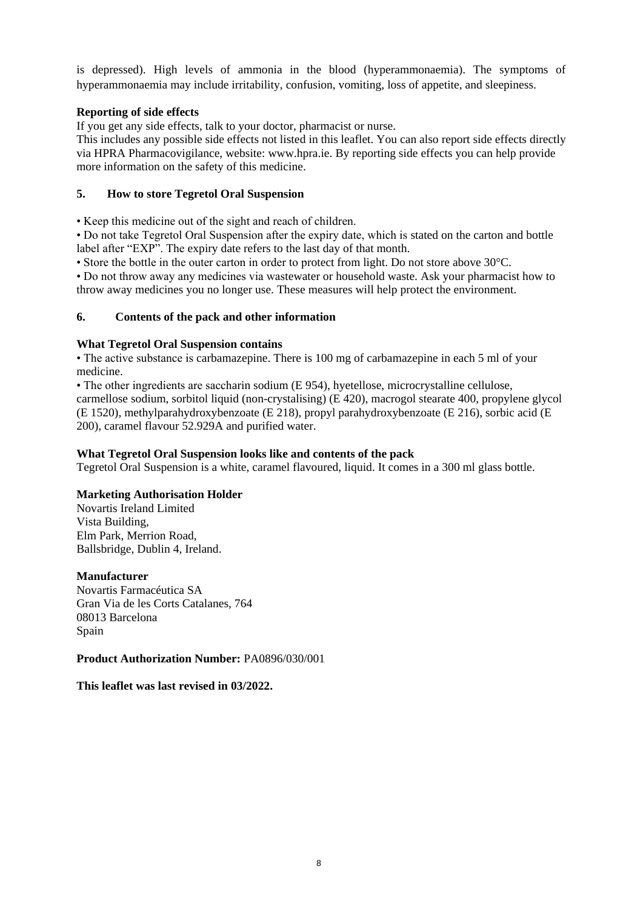is depressed). High levels of ammonia in the blood (hyperammonaemia). The symptoms of hyperammonaemia may include irritability, confusion, vomiting, loss of appetite, and sleepiness.

**Reporting of side effects**

If you get any side effects, talk to your doctor, pharmacist or nurse.
This includes any possible side effects not listed in this leaflet. You can also report side effects directly via HPRA Pharmacovigilance, website: www.hpra.ie. By reporting side effects you can help provide more information on the safety of this medicine.

## 5. How to store Tegretol Oral Suspension

- Keep this medicine out of the sight and reach of children.
- Do not take Tegretol Oral Suspension after the expiry date, which is stated on the carton and bottle label after "EXP". The expiry date refers to the last day of that month.
- Store the bottle in the outer carton in order to protect from light. Do not store above 30°C.
- Do not throw away any medicines via wastewater or household waste. Ask your pharmacist how to throw away medicines you no longer use. These measures will help protect the environment.

## 6. Contents of the pack and other information

**What Tegretol Oral Suspension contains**

- The active substance is carbamazepine. There is 100 mg of carbamazepine in each 5 ml of your medicine.
- The other ingredients are saccharin sodium (E 954), hyetellose, microcrystalline cellulose, carmellose sodium, sorbitol liquid (non-crystalising) (E 420), macrogol stearate 400, propylene glycol (E 1520), methylparahydroxybenzoate (E 218), propyl parahydroxybenzoate (E 216), sorbic acid (E 200), caramel flavour 52.929A and purified water.

**What Tegretol Oral Suspension looks like and contents of the pack**

Tegretol Oral Suspension is a white, caramel flavoured, liquid. It comes in a 300 ml glass bottle.

**Marketing Authorisation Holder**

Novartis Ireland Limited
Vista Building,
Elm Park, Merrion Road,
Ballsbridge, Dublin 4, Ireland.

**Manufacturer**

Novartis Farmacéutica SA
Gran Via de les Corts Catalanes, 764
08013 Barcelona
Spain

**Product Authorization Number:** PA0896/030/001

**This leaflet was last revised in 03/2022.**